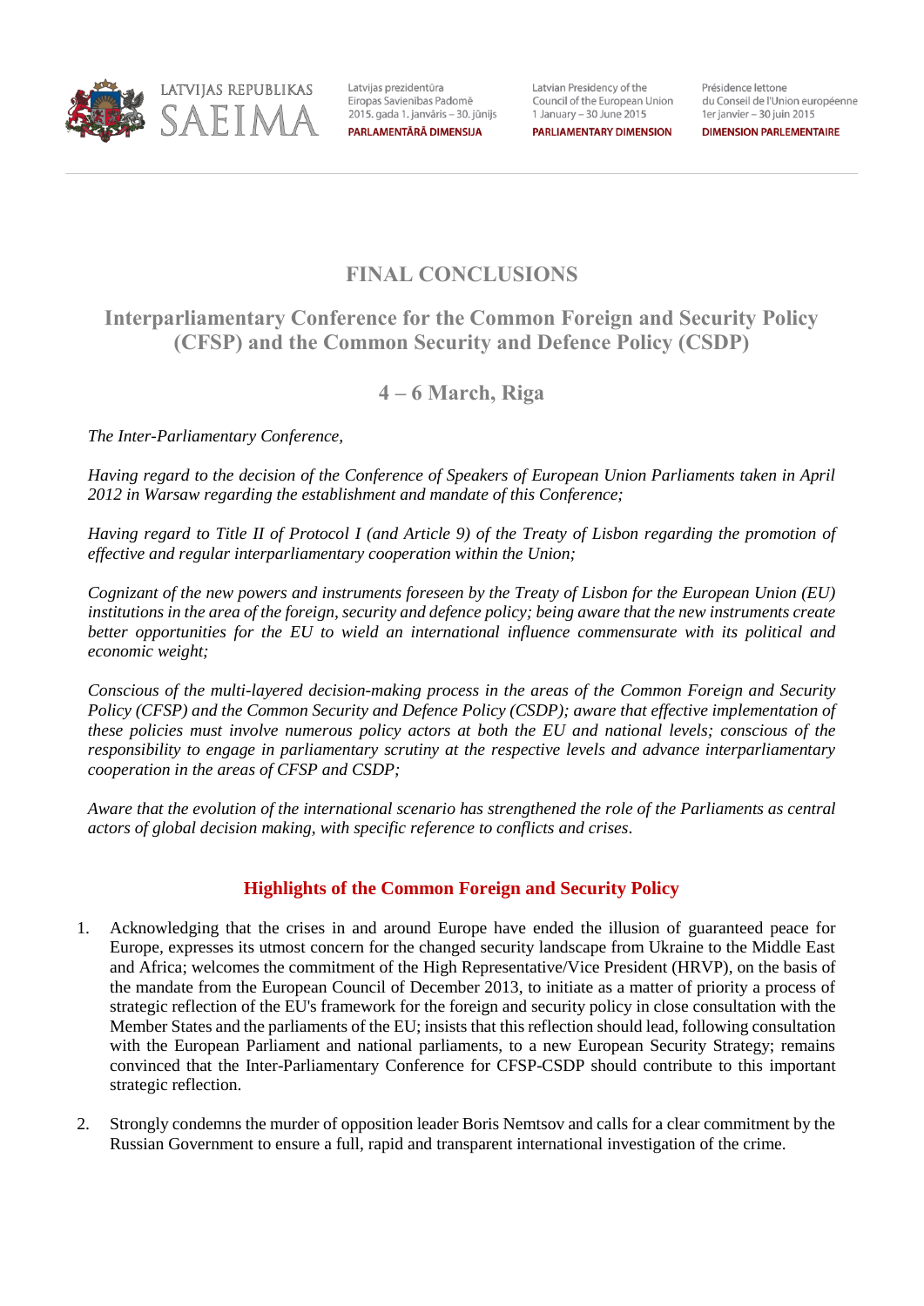LATVIJAS REPUBLIKAS SAEIMA

Latvijas prezidentūra Eiropas Savienības Padomē 2015. gada 1. janvāris – 30. jūnijs
PARLAMENTĀRĀ DIMENSIJA

Latvian Presidency of the Council of the European Union 1 January – 30 June 2015
PARLIAMENTARY DIMENSION

Présidence lettone du Conseil de l'Union européenne 1er janvier – 30 juin 2015
DIMENSION PARLEMENTAIRE

# FINAL CONCLUSIONS

## Interparliamentary Conference for the Common Foreign and Security Policy (CFSP) and the Common Security and Defence Policy (CSDP)

## 4 – 6 March, Riga

*The Inter-Parliamentary Conference,*

*Having regard to the decision of the Conference of Speakers of European Union Parliaments taken in April 2012 in Warsaw regarding the establishment and mandate of this Conference;*

*Having regard to Title II of Protocol I (and Article 9) of the Treaty of Lisbon regarding the promotion of effective and regular interparliamentary cooperation within the Union;*

*Cognizant of the new powers and instruments foreseen by the Treaty of Lisbon for the European Union (EU) institutions in the area of the foreign, security and defence policy; being aware that the new instruments create better opportunities for the EU to wield an international influence commensurate with its political and economic weight;*

*Conscious of the multi-layered decision-making process in the areas of the Common Foreign and Security Policy (CFSP) and the Common Security and Defence Policy (CSDP); aware that effective implementation of these policies must involve numerous policy actors at both the EU and national levels; conscious of the responsibility to engage in parliamentary scrutiny at the respective levels and advance interparliamentary cooperation in the areas of CFSP and CSDP;*

*Aware that the evolution of the international scenario has strengthened the role of the Parliaments as central actors of global decision making, with specific reference to conflicts and crises.*

### Highlights of the Common Foreign and Security Policy

1. Acknowledging that the crises in and around Europe have ended the illusion of guaranteed peace for Europe, expresses its utmost concern for the changed security landscape from Ukraine to the Middle East and Africa; welcomes the commitment of the High Representative/Vice President (HRVP), on the basis of the mandate from the European Council of December 2013, to initiate as a matter of priority a process of strategic reflection of the EU's framework for the foreign and security policy in close consultation with the Member States and the parliaments of the EU; insists that this reflection should lead, following consultation with the European Parliament and national parliaments, to a new European Security Strategy; remains convinced that the Inter-Parliamentary Conference for CFSP-CSDP should contribute to this important strategic reflection.

2. Strongly condemns the murder of opposition leader Boris Nemtsov and calls for a clear commitment by the Russian Government to ensure a full, rapid and transparent international investigation of the crime.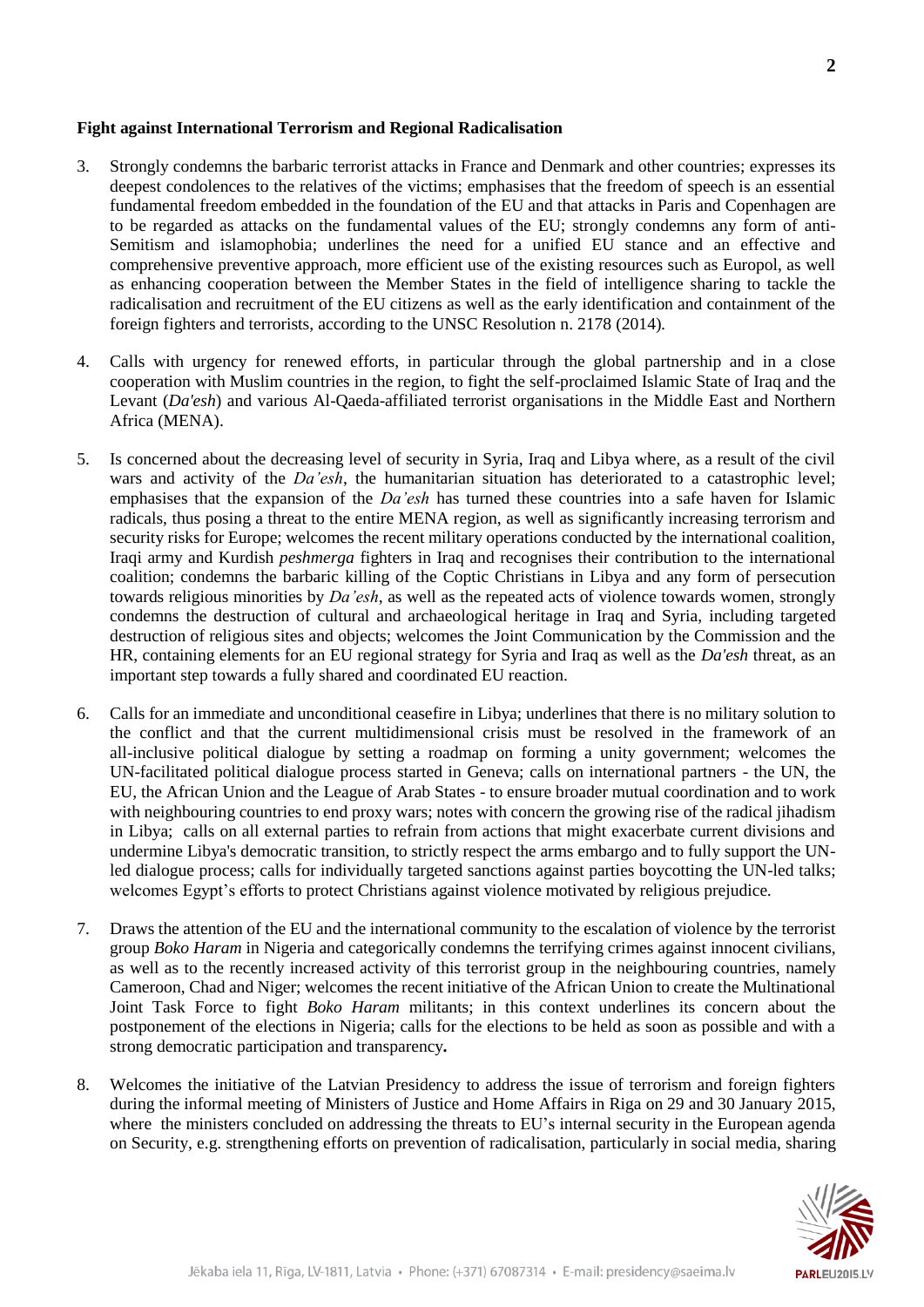**Fight against International Terrorism and Regional Radicalisation**

3. Strongly condemns the barbaric terrorist attacks in France and Denmark and other countries; expresses its deepest condolences to the relatives of the victims; emphasises that the freedom of speech is an essential fundamental freedom embedded in the foundation of the EU and that attacks in Paris and Copenhagen are to be regarded as attacks on the fundamental values of the EU; strongly condemns any form of anti-Semitism and islamophobia; underlines the need for a unified EU stance and an effective and comprehensive preventive approach, more efficient use of the existing resources such as Europol, as well as enhancing cooperation between the Member States in the field of intelligence sharing to tackle the radicalisation and recruitment of the EU citizens as well as the early identification and containment of the foreign fighters and terrorists, according to the UNSC Resolution n. 2178 (2014).

4. Calls with urgency for renewed efforts, in particular through the global partnership and in a close cooperation with Muslim countries in the region, to fight the self-proclaimed Islamic State of Iraq and the Levant (*Da'esh*) and various Al-Qaeda-affiliated terrorist organisations in the Middle East and Northern Africa (MENA).

5. Is concerned about the decreasing level of security in Syria, Iraq and Libya where, as a result of the civil wars and activity of the *Da'esh*, the humanitarian situation has deteriorated to a catastrophic level; emphasises that the expansion of the *Da'esh* has turned these countries into a safe haven for Islamic radicals, thus posing a threat to the entire MENA region, as well as significantly increasing terrorism and security risks for Europe; welcomes the recent military operations conducted by the international coalition, Iraqi army and Kurdish *peshmerga* fighters in Iraq and recognises their contribution to the international coalition; condemns the barbaric killing of the Coptic Christians in Libya and any form of persecution towards religious minorities by *Da'esh*, as well as the repeated acts of violence towards women, strongly condemns the destruction of cultural and archaeological heritage in Iraq and Syria, including targeted destruction of religious sites and objects; welcomes the Joint Communication by the Commission and the HR, containing elements for an EU regional strategy for Syria and Iraq as well as the *Da'esh* threat, as an important step towards a fully shared and coordinated EU reaction.

6. Calls for an immediate and unconditional ceasefire in Libya; underlines that there is no military solution to the conflict and that the current multidimensional crisis must be resolved in the framework of an all-inclusive political dialogue by setting a roadmap on forming a unity government; welcomes the UN-facilitated political dialogue process started in Geneva; calls on international partners - the UN, the EU, the African Union and the League of Arab States - to ensure broader mutual coordination and to work with neighbouring countries to end proxy wars; notes with concern the growing rise of the radical jihadism in Libya; calls on all external parties to refrain from actions that might exacerbate current divisions and undermine Libya's democratic transition, to strictly respect the arms embargo and to fully support the UN-led dialogue process; calls for individually targeted sanctions against parties boycotting the UN-led talks; welcomes Egypt's efforts to protect Christians against violence motivated by religious prejudice.

7. Draws the attention of the EU and the international community to the escalation of violence by the terrorist group *Boko Haram* in Nigeria and categorically condemns the terrifying crimes against innocent civilians, as well as to the recently increased activity of this terrorist group in the neighbouring countries, namely Cameroon, Chad and Niger; welcomes the recent initiative of the African Union to create the Multinational Joint Task Force to fight *Boko Haram* militants; in this context underlines its concern about the postponement of the elections in Nigeria; calls for the elections to be held as soon as possible and with a strong democratic participation and transparency**.**

8. Welcomes the initiative of the Latvian Presidency to address the issue of terrorism and foreign fighters during the informal meeting of Ministers of Justice and Home Affairs in Riga on 29 and 30 January 2015, where the ministers concluded on addressing the threats to EU's internal security in the European agenda on Security, e.g. strengthening efforts on prevention of radicalisation, particularly in social media, sharing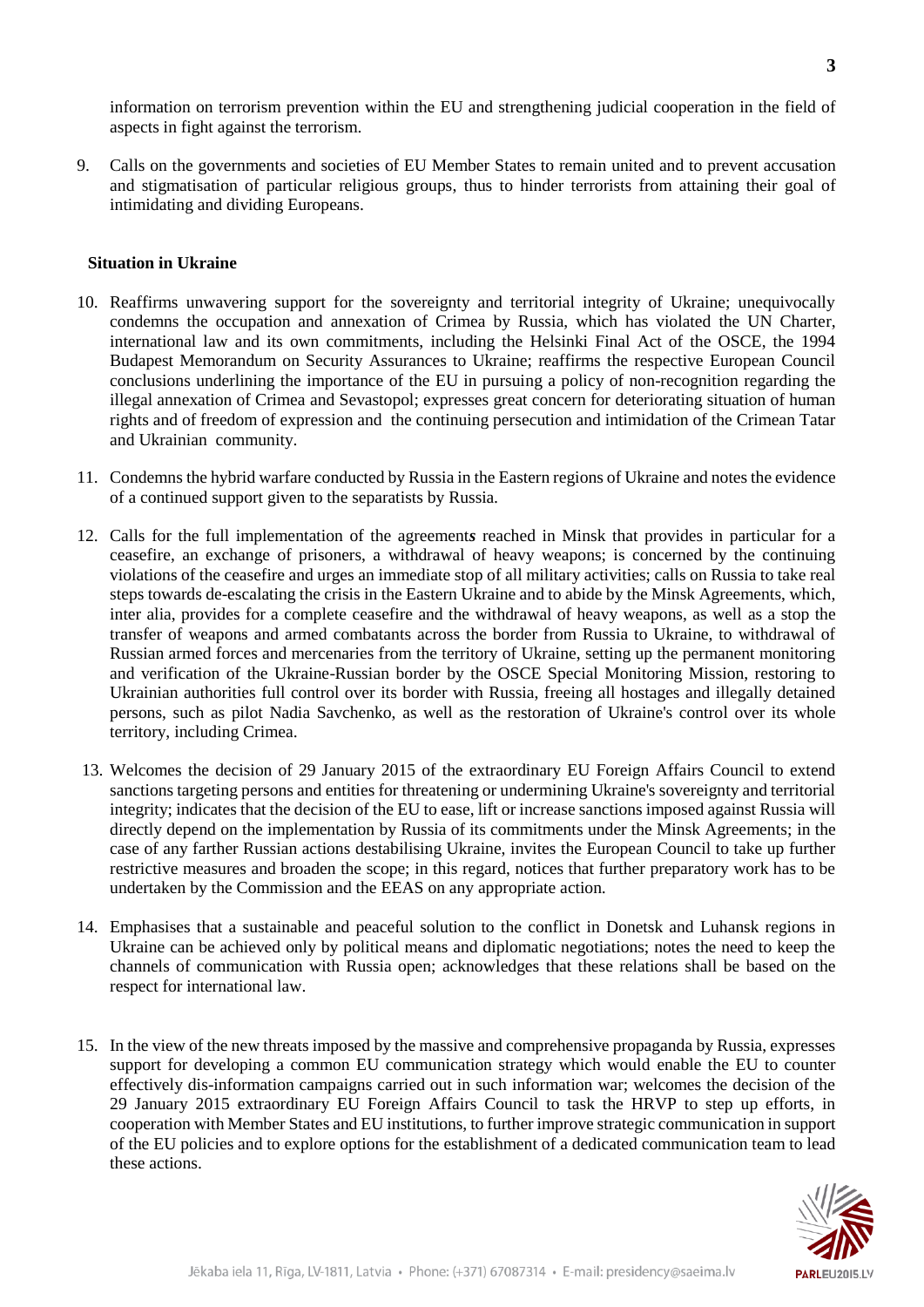information on terrorism prevention within the EU and strengthening judicial cooperation in the field of aspects in fight against the terrorism.

9. Calls on the governments and societies of EU Member States to remain united and to prevent accusation and stigmatisation of particular religious groups, thus to hinder terrorists from attaining their goal of intimidating and dividing Europeans.

**Situation in Ukraine**

10. Reaffirms unwavering support for the sovereignty and territorial integrity of Ukraine; unequivocally condemns the occupation and annexation of Crimea by Russia, which has violated the UN Charter, international law and its own commitments, including the Helsinki Final Act of the OSCE, the 1994 Budapest Memorandum on Security Assurances to Ukraine; reaffirms the respective European Council conclusions underlining the importance of the EU in pursuing a policy of non-recognition regarding the illegal annexation of Crimea and Sevastopol; expresses great concern for deteriorating situation of human rights and of freedom of expression and the continuing persecution and intimidation of the Crimean Tatar and Ukrainian community.

11. Condemns the hybrid warfare conducted by Russia in the Eastern regions of Ukraine and notes the evidence of a continued support given to the separatists by Russia.

12. Calls for the full implementation of the agreement*s* reached in Minsk that provides in particular for a ceasefire, an exchange of prisoners, a withdrawal of heavy weapons; is concerned by the continuing violations of the ceasefire and urges an immediate stop of all military activities; calls on Russia to take real steps towards de-escalating the crisis in the Eastern Ukraine and to abide by the Minsk Agreements, which, inter alia, provides for a complete ceasefire and the withdrawal of heavy weapons, as well as a stop the transfer of weapons and armed combatants across the border from Russia to Ukraine, to withdrawal of Russian armed forces and mercenaries from the territory of Ukraine, setting up the permanent monitoring and verification of the Ukraine-Russian border by the OSCE Special Monitoring Mission, restoring to Ukrainian authorities full control over its border with Russia, freeing all hostages and illegally detained persons, such as pilot Nadia Savchenko, as well as the restoration of Ukraine's control over its whole territory, including Crimea.

13. Welcomes the decision of 29 January 2015 of the extraordinary EU Foreign Affairs Council to extend sanctions targeting persons and entities for threatening or undermining Ukraine's sovereignty and territorial integrity; indicates that the decision of the EU to ease, lift or increase sanctions imposed against Russia will directly depend on the implementation by Russia of its commitments under the Minsk Agreements; in the case of any farther Russian actions destabilising Ukraine, invites the European Council to take up further restrictive measures and broaden the scope; in this regard, notices that further preparatory work has to be undertaken by the Commission and the EEAS on any appropriate action.

14. Emphasises that a sustainable and peaceful solution to the conflict in Donetsk and Luhansk regions in Ukraine can be achieved only by political means and diplomatic negotiations; notes the need to keep the channels of communication with Russia open; acknowledges that these relations shall be based on the respect for international law.

15. In the view of the new threats imposed by the massive and comprehensive propaganda by Russia, expresses support for developing a common EU communication strategy which would enable the EU to counter effectively dis-information campaigns carried out in such information war; welcomes the decision of the 29 January 2015 extraordinary EU Foreign Affairs Council to task the HRVP to step up efforts, in cooperation with Member States and EU institutions, to further improve strategic communication in support of the EU policies and to explore options for the establishment of a dedicated communication team to lead these actions.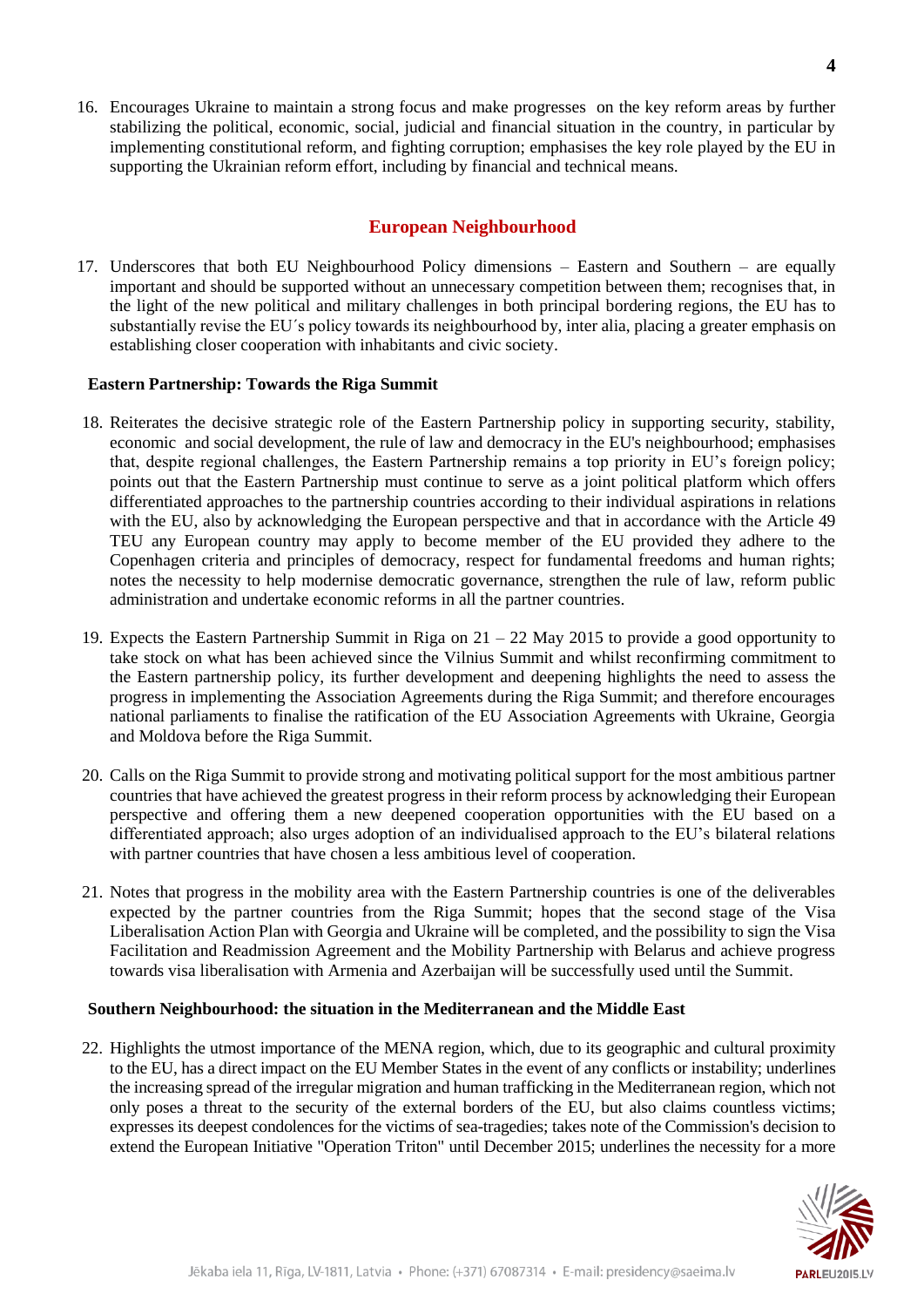16. Encourages Ukraine to maintain a strong focus and make progresses on the key reform areas by further stabilizing the political, economic, social, judicial and financial situation in the country, in particular by implementing constitutional reform, and fighting corruption; emphasises the key role played by the EU in supporting the Ukrainian reform effort, including by financial and technical means.

## European Neighbourhood

17. Underscores that both EU Neighbourhood Policy dimensions – Eastern and Southern – are equally important and should be supported without an unnecessary competition between them; recognises that, in the light of the new political and military challenges in both principal bordering regions, the EU has to substantially revise the EU´s policy towards its neighbourhood by, inter alia, placing a greater emphasis on establishing closer cooperation with inhabitants and civic society.

### Eastern Partnership: Towards the Riga Summit

18. Reiterates the decisive strategic role of the Eastern Partnership policy in supporting security, stability, economic and social development, the rule of law and democracy in the EU's neighbourhood; emphasises that, despite regional challenges, the Eastern Partnership remains a top priority in EU's foreign policy; points out that the Eastern Partnership must continue to serve as a joint political platform which offers differentiated approaches to the partnership countries according to their individual aspirations in relations with the EU, also by acknowledging the European perspective and that in accordance with the Article 49 TEU any European country may apply to become member of the EU provided they adhere to the Copenhagen criteria and principles of democracy, respect for fundamental freedoms and human rights; notes the necessity to help modernise democratic governance, strengthen the rule of law, reform public administration and undertake economic reforms in all the partner countries.

19. Expects the Eastern Partnership Summit in Riga on 21 – 22 May 2015 to provide a good opportunity to take stock on what has been achieved since the Vilnius Summit and whilst reconfirming commitment to the Eastern partnership policy, its further development and deepening highlights the need to assess the progress in implementing the Association Agreements during the Riga Summit; and therefore encourages national parliaments to finalise the ratification of the EU Association Agreements with Ukraine, Georgia and Moldova before the Riga Summit.

20. Calls on the Riga Summit to provide strong and motivating political support for the most ambitious partner countries that have achieved the greatest progress in their reform process by acknowledging their European perspective and offering them a new deepened cooperation opportunities with the EU based on a differentiated approach; also urges adoption of an individualised approach to the EU's bilateral relations with partner countries that have chosen a less ambitious level of cooperation.

21. Notes that progress in the mobility area with the Eastern Partnership countries is one of the deliverables expected by the partner countries from the Riga Summit; hopes that the second stage of the Visa Liberalisation Action Plan with Georgia and Ukraine will be completed, and the possibility to sign the Visa Facilitation and Readmission Agreement and the Mobility Partnership with Belarus and achieve progress towards visa liberalisation with Armenia and Azerbaijan will be successfully used until the Summit.

### Southern Neighbourhood: the situation in the Mediterranean and the Middle East

22. Highlights the utmost importance of the MENA region, which, due to its geographic and cultural proximity to the EU, has a direct impact on the EU Member States in the event of any conflicts or instability; underlines the increasing spread of the irregular migration and human trafficking in the Mediterranean region, which not only poses a threat to the security of the external borders of the EU, but also claims countless victims; expresses its deepest condolences for the victims of sea-tragedies; takes note of the Commission's decision to extend the European Initiative "Operation Triton" until December 2015; underlines the necessity for a more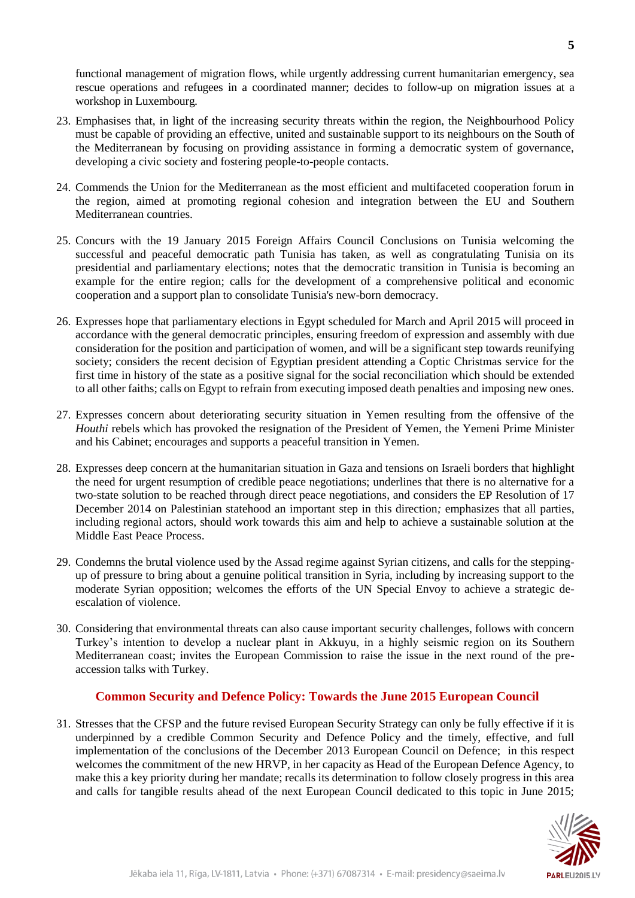functional management of migration flows, while urgently addressing current humanitarian emergency, sea rescue operations and refugees in a coordinated manner; decides to follow-up on migration issues at a workshop in Luxembourg.

23. Emphasises that, in light of the increasing security threats within the region, the Neighbourhood Policy must be capable of providing an effective, united and sustainable support to its neighbours on the South of the Mediterranean by focusing on providing assistance in forming a democratic system of governance, developing a civic society and fostering people-to-people contacts.

24. Commends the Union for the Mediterranean as the most efficient and multifaceted cooperation forum in the region, aimed at promoting regional cohesion and integration between the EU and Southern Mediterranean countries.

25. Concurs with the 19 January 2015 Foreign Affairs Council Conclusions on Tunisia welcoming the successful and peaceful democratic path Tunisia has taken, as well as congratulating Tunisia on its presidential and parliamentary elections; notes that the democratic transition in Tunisia is becoming an example for the entire region; calls for the development of a comprehensive political and economic cooperation and a support plan to consolidate Tunisia's new-born democracy.

26. Expresses hope that parliamentary elections in Egypt scheduled for March and April 2015 will proceed in accordance with the general democratic principles, ensuring freedom of expression and assembly with due consideration for the position and participation of women, and will be a significant step towards reunifying society; considers the recent decision of Egyptian president attending a Coptic Christmas service for the first time in history of the state as a positive signal for the social reconciliation which should be extended to all other faiths; calls on Egypt to refrain from executing imposed death penalties and imposing new ones.

27. Expresses concern about deteriorating security situation in Yemen resulting from the offensive of the *Houthi* rebels which has provoked the resignation of the President of Yemen, the Yemeni Prime Minister and his Cabinet; encourages and supports a peaceful transition in Yemen.

28. Expresses deep concern at the humanitarian situation in Gaza and tensions on Israeli borders that highlight the need for urgent resumption of credible peace negotiations; underlines that there is no alternative for a two-state solution to be reached through direct peace negotiations, and considers the EP Resolution of 17 December 2014 on Palestinian statehood an important step in this direction*;* emphasizes that all parties, including regional actors, should work towards this aim and help to achieve a sustainable solution at the Middle East Peace Process.

29. Condemns the brutal violence used by the Assad regime against Syrian citizens, and calls for the stepping-up of pressure to bring about a genuine political transition in Syria, including by increasing support to the moderate Syrian opposition; welcomes the efforts of the UN Special Envoy to achieve a strategic de-escalation of violence.

30. Considering that environmental threats can also cause important security challenges, follows with concern Turkey's intention to develop a nuclear plant in Akkuyu, in a highly seismic region on its Southern Mediterranean coast; invites the European Commission to raise the issue in the next round of the pre-accession talks with Turkey.

## Common Security and Defence Policy: Towards the June 2015 European Council

31. Stresses that the CFSP and the future revised European Security Strategy can only be fully effective if it is underpinned by a credible Common Security and Defence Policy and the timely, effective, and full implementation of the conclusions of the December 2013 European Council on Defence; in this respect welcomes the commitment of the new HRVP, in her capacity as Head of the European Defence Agency, to make this a key priority during her mandate; recalls its determination to follow closely progress in this area and calls for tangible results ahead of the next European Council dedicated to this topic in June 2015;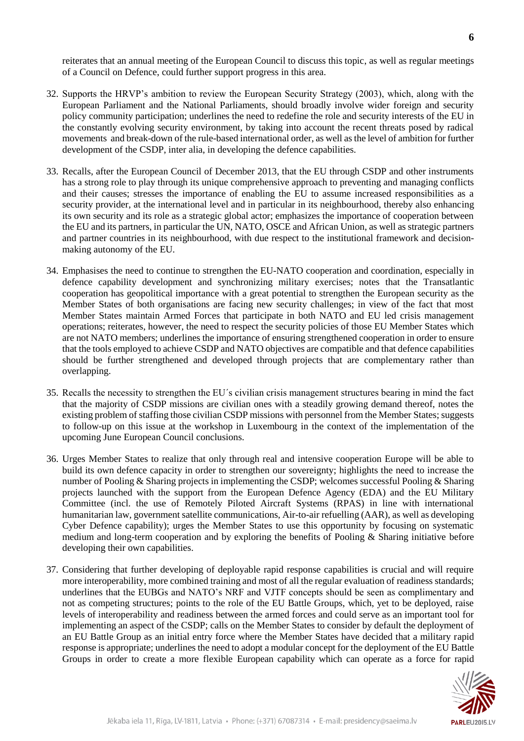reiterates that an annual meeting of the European Council to discuss this topic, as well as regular meetings of a Council on Defence, could further support progress in this area.

32. Supports the HRVP's ambition to review the European Security Strategy (2003), which, along with the European Parliament and the National Parliaments, should broadly involve wider foreign and security policy community participation; underlines the need to redefine the role and security interests of the EU in the constantly evolving security environment, by taking into account the recent threats posed by radical movements and break-down of the rule-based international order, as well as the level of ambition for further development of the CSDP, inter alia, in developing the defence capabilities.

33. Recalls, after the European Council of December 2013, that the EU through CSDP and other instruments has a strong role to play through its unique comprehensive approach to preventing and managing conflicts and their causes; stresses the importance of enabling the EU to assume increased responsibilities as a security provider, at the international level and in particular in its neighbourhood, thereby also enhancing its own security and its role as a strategic global actor; emphasizes the importance of cooperation between the EU and its partners, in particular the UN, NATO, OSCE and African Union, as well as strategic partners and partner countries in its neighbourhood, with due respect to the institutional framework and decision-making autonomy of the EU.

34. Emphasises the need to continue to strengthen the EU-NATO cooperation and coordination, especially in defence capability development and synchronizing military exercises; notes that the Transatlantic cooperation has geopolitical importance with a great potential to strengthen the European security as the Member States of both organisations are facing new security challenges; in view of the fact that most Member States maintain Armed Forces that participate in both NATO and EU led crisis management operations; reiterates, however, the need to respect the security policies of those EU Member States which are not NATO members; underlines the importance of ensuring strengthened cooperation in order to ensure that the tools employed to achieve CSDP and NATO objectives are compatible and that defence capabilities should be further strengthened and developed through projects that are complementary rather than overlapping.

35. Recalls the necessity to strengthen the EU´s civilian crisis management structures bearing in mind the fact that the majority of CSDP missions are civilian ones with a steadily growing demand thereof, notes the existing problem of staffing those civilian CSDP missions with personnel from the Member States; suggests to follow-up on this issue at the workshop in Luxembourg in the context of the implementation of the upcoming June European Council conclusions.

36. Urges Member States to realize that only through real and intensive cooperation Europe will be able to build its own defence capacity in order to strengthen our sovereignty; highlights the need to increase the number of Pooling & Sharing projects in implementing the CSDP; welcomes successful Pooling & Sharing projects launched with the support from the European Defence Agency (EDA) and the EU Military Committee (incl. the use of Remotely Piloted Aircraft Systems (RPAS) in line with international humanitarian law, government satellite communications, Air-to-air refuelling (AAR), as well as developing Cyber Defence capability); urges the Member States to use this opportunity by focusing on systematic medium and long-term cooperation and by exploring the benefits of Pooling & Sharing initiative before developing their own capabilities.

37. Considering that further developing of deployable rapid response capabilities is crucial and will require more interoperability, more combined training and most of all the regular evaluation of readiness standards; underlines that the EUBGs and NATO's NRF and VJTF concepts should be seen as complimentary and not as competing structures; points to the role of the EU Battle Groups, which, yet to be deployed, raise levels of interoperability and readiness between the armed forces and could serve as an important tool for implementing an aspect of the CSDP; calls on the Member States to consider by default the deployment of an EU Battle Group as an initial entry force where the Member States have decided that a military rapid response is appropriate; underlines the need to adopt a modular concept for the deployment of the EU Battle Groups in order to create a more flexible European capability which can operate as a force for rapid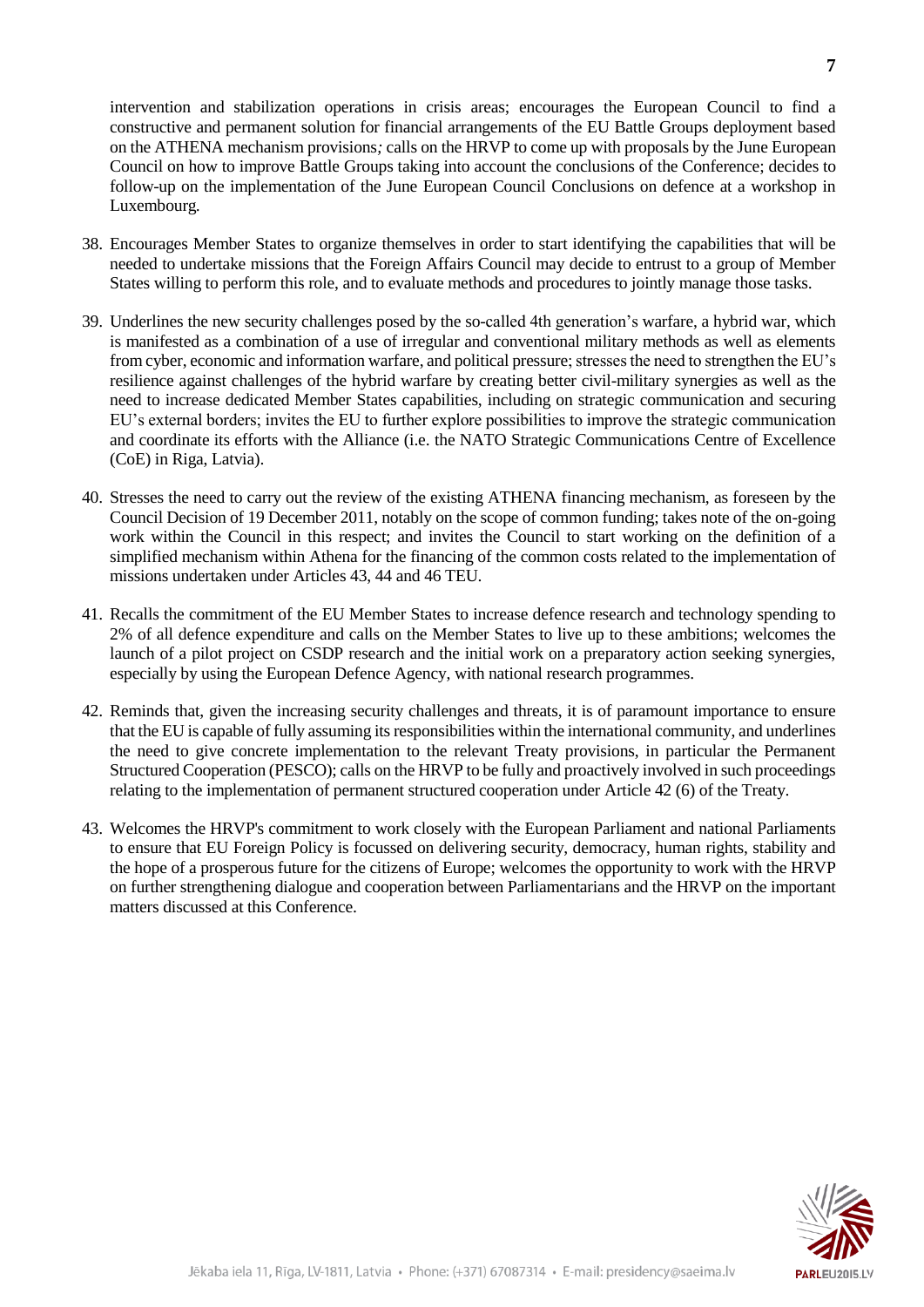intervention and stabilization operations in crisis areas; encourages the European Council to find a constructive and permanent solution for financial arrangements of the EU Battle Groups deployment based on the ATHENA mechanism provisions; calls on the HRVP to come up with proposals by the June European Council on how to improve Battle Groups taking into account the conclusions of the Conference; decides to follow-up on the implementation of the June European Council Conclusions on defence at a workshop in Luxembourg.

38. Encourages Member States to organize themselves in order to start identifying the capabilities that will be needed to undertake missions that the Foreign Affairs Council may decide to entrust to a group of Member States willing to perform this role, and to evaluate methods and procedures to jointly manage those tasks.

39. Underlines the new security challenges posed by the so-called 4th generation's warfare, a hybrid war, which is manifested as a combination of a use of irregular and conventional military methods as well as elements from cyber, economic and information warfare, and political pressure; stresses the need to strengthen the EU's resilience against challenges of the hybrid warfare by creating better civil-military synergies as well as the need to increase dedicated Member States capabilities, including on strategic communication and securing EU's external borders; invites the EU to further explore possibilities to improve the strategic communication and coordinate its efforts with the Alliance (i.e. the NATO Strategic Communications Centre of Excellence (CoE) in Riga, Latvia).

40. Stresses the need to carry out the review of the existing ATHENA financing mechanism, as foreseen by the Council Decision of 19 December 2011, notably on the scope of common funding; takes note of the on-going work within the Council in this respect; and invites the Council to start working on the definition of a simplified mechanism within Athena for the financing of the common costs related to the implementation of missions undertaken under Articles 43, 44 and 46 TEU.

41. Recalls the commitment of the EU Member States to increase defence research and technology spending to 2% of all defence expenditure and calls on the Member States to live up to these ambitions; welcomes the launch of a pilot project on CSDP research and the initial work on a preparatory action seeking synergies, especially by using the European Defence Agency, with national research programmes.

42. Reminds that, given the increasing security challenges and threats, it is of paramount importance to ensure that the EU is capable of fully assuming its responsibilities within the international community, and underlines the need to give concrete implementation to the relevant Treaty provisions, in particular the Permanent Structured Cooperation (PESCO); calls on the HRVP to be fully and proactively involved in such proceedings relating to the implementation of permanent structured cooperation under Article 42 (6) of the Treaty.

43. Welcomes the HRVP's commitment to work closely with the European Parliament and national Parliaments to ensure that EU Foreign Policy is focussed on delivering security, democracy, human rights, stability and the hope of a prosperous future for the citizens of Europe; welcomes the opportunity to work with the HRVP on further strengthening dialogue and cooperation between Parliamentarians and the HRVP on the important matters discussed at this Conference.